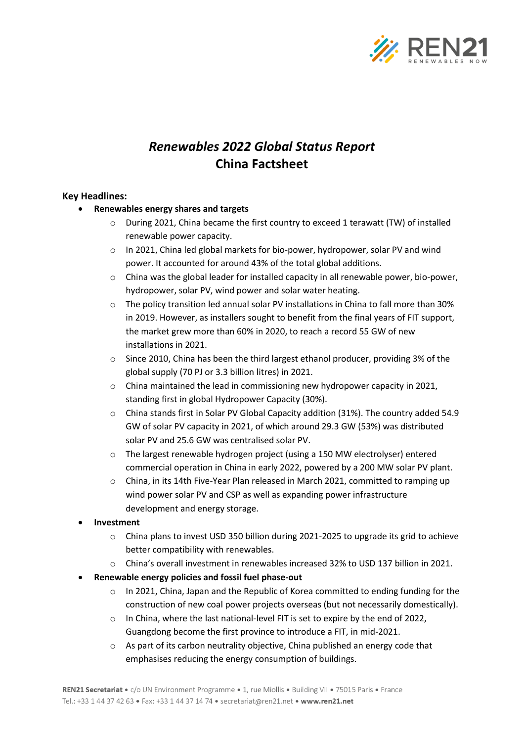# *Renewables 2022 Global Status Report*
# China Factsheet

**Key Headlines:**

- **Renewables energy shares and targets**
  - During 2021, China became the first country to exceed 1 terawatt (TW) of installed renewable power capacity.
  - In 2021, China led global markets for bio-power, hydropower, solar PV and wind power. It accounted for around 43% of the total global additions.
  - China was the global leader for installed capacity in all renewable power, bio-power, hydropower, solar PV, wind power and solar water heating.
  - The policy transition led annual solar PV installations in China to fall more than 30% in 2019. However, as installers sought to benefit from the final years of FIT support, the market grew more than 60% in 2020, to reach a record 55 GW of new installations in 2021.
  - Since 2010, China has been the third largest ethanol producer, providing 3% of the global supply (70 PJ or 3.3 billion litres) in 2021.
  - China maintained the lead in commissioning new hydropower capacity in 2021, standing first in global Hydropower Capacity (30%).
  - China stands first in Solar PV Global Capacity addition (31%). The country added 54.9 GW of solar PV capacity in 2021, of which around 29.3 GW (53%) was distributed solar PV and 25.6 GW was centralised solar PV.
  - The largest renewable hydrogen project (using a 150 MW electrolyser) entered commercial operation in China in early 2022, powered by a 200 MW solar PV plant.
  - China, in its 14th Five-Year Plan released in March 2021, committed to ramping up wind power solar PV and CSP as well as expanding power infrastructure development and energy storage.
- **Investment**
  - China plans to invest USD 350 billion during 2021-2025 to upgrade its grid to achieve better compatibility with renewables.
  - China's overall investment in renewables increased 32% to USD 137 billion in 2021.
- **Renewable energy policies and fossil fuel phase-out**
  - In 2021, China, Japan and the Republic of Korea committed to ending funding for the construction of new coal power projects overseas (but not necessarily domestically).
  - In China, where the last national-level FIT is set to expire by the end of 2022, Guangdong become the first province to introduce a FIT, in mid-2021.
  - As part of its carbon neutrality objective, China published an energy code that emphasises reducing the energy consumption of buildings.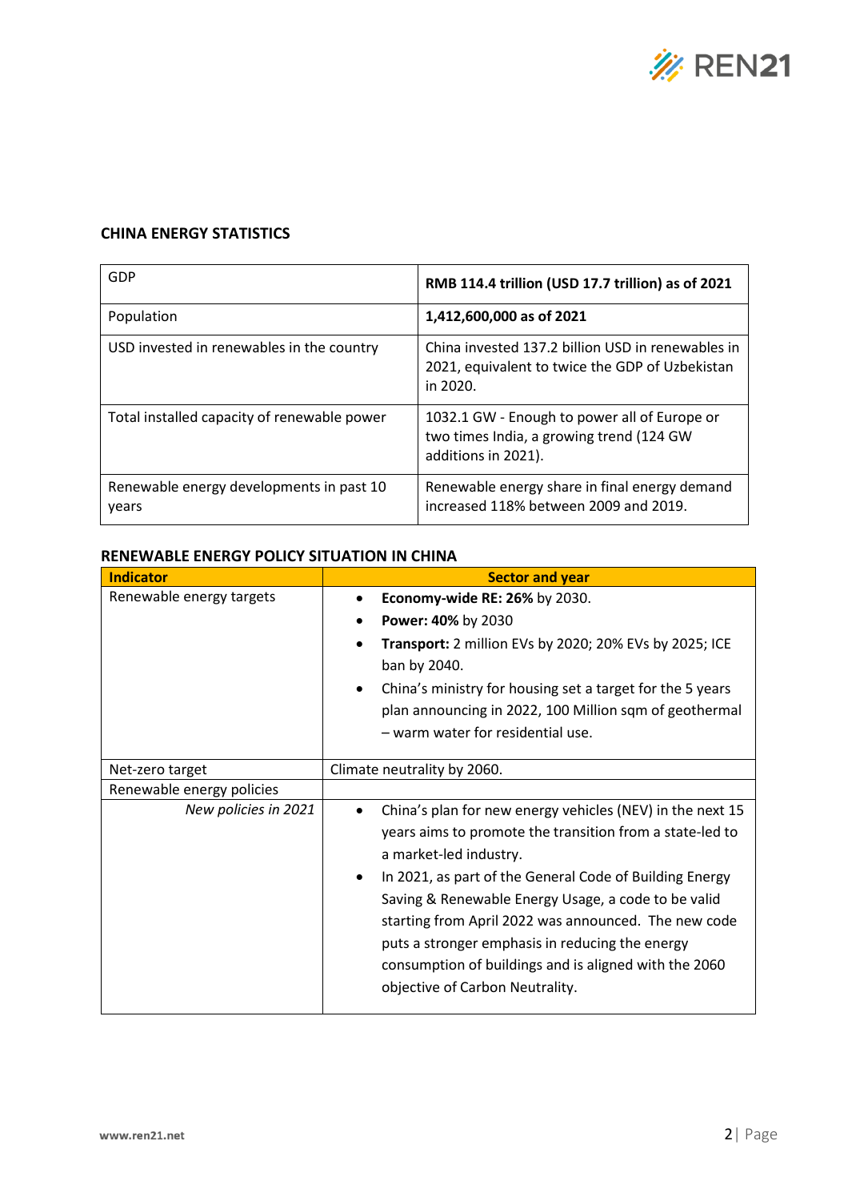## CHINA ENERGY STATISTICS

| | |
|---|---|
| GDP | **RMB 114.4 trillion (USD 17.7 trillion) as of 2021** |
| Population | **1,412,600,000 as of 2021** |
| USD invested in renewables in the country | China invested 137.2 billion USD in renewables in 2021, equivalent to twice the GDP of Uzbekistan in 2020. |
| Total installed capacity of renewable power | 1032.1 GW - Enough to power all of Europe or two times India, a growing trend (124 GW additions in 2021). |
| Renewable energy developments in past 10 years | Renewable energy share in final energy demand increased 118% between 2009 and 2019. |

## RENEWABLE ENERGY POLICY SITUATION IN CHINA

| Indicator | Sector and year |
|---|---|
| Renewable energy targets | • **Economy-wide RE: 26%** by 2030.<br>• **Power: 40%** by 2030<br>• **Transport:** 2 million EVs by 2020; 20% EVs by 2025; ICE ban by 2040.<br>• China's ministry for housing set a target for the 5 years plan announcing in 2022, 100 Million sqm of geothermal – warm water for residential use. |
| Net-zero target | Climate neutrality by 2060. |
| Renewable energy policies | |
| *New policies in 2021* | • China's plan for new energy vehicles (NEV) in the next 15 years aims to promote the transition from a state-led to a market-led industry.<br>• In 2021, as part of the General Code of Building Energy Saving & Renewable Energy Usage, a code to be valid starting from April 2022 was announced. The new code puts a stronger emphasis in reducing the energy consumption of buildings and is aligned with the 2060 objective of Carbon Neutrality. |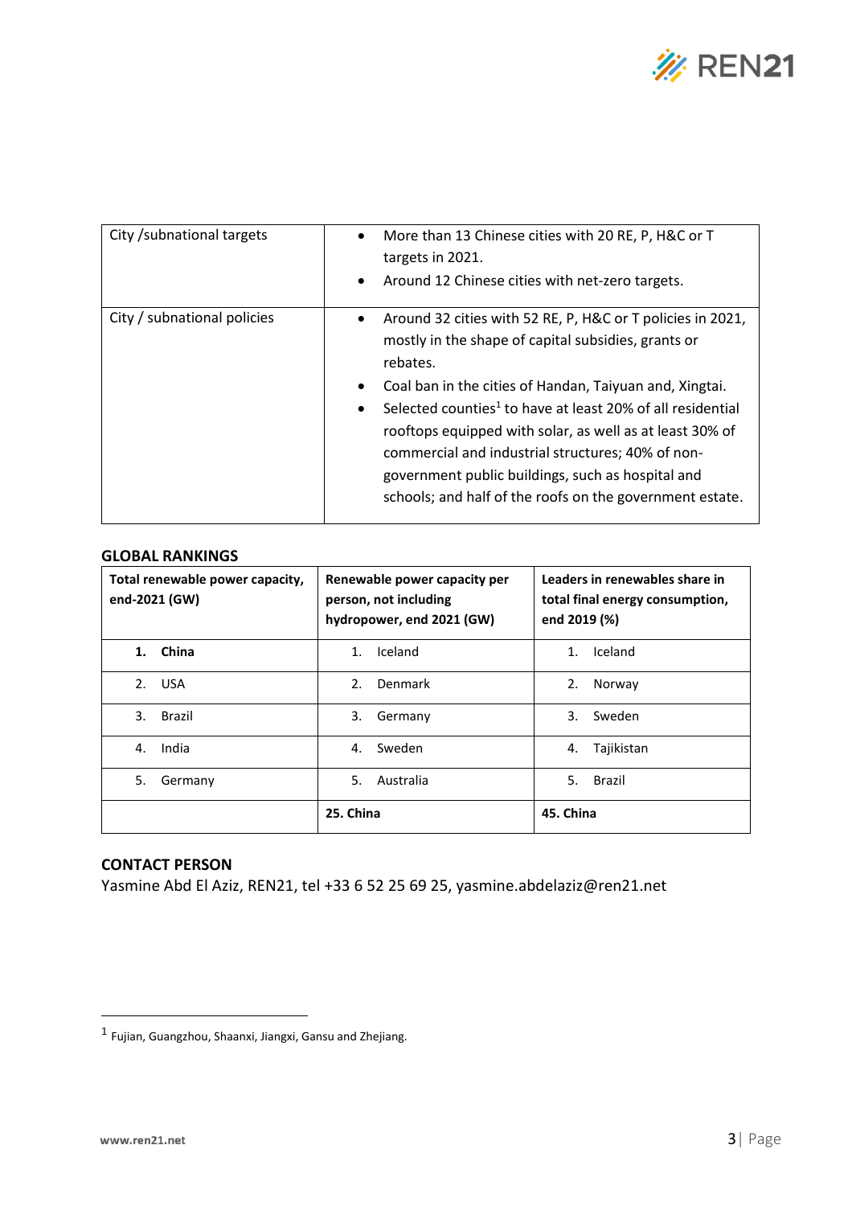| | |
|---|---|
| City /subnational targets | • More than 13 Chinese cities with 20 RE, P, H&C or T targets in 2021.<br>• Around 12 Chinese cities with net-zero targets. |
| City / subnational policies | • Around 32 cities with 52 RE, P, H&C or T policies in 2021, mostly in the shape of capital subsidies, grants or rebates.<br>• Coal ban in the cities of Handan, Taiyuan and, Xingtai.<br>• Selected counties[1] to have at least 20% of all residential rooftops equipped with solar, as well as at least 30% of commercial and industrial structures; 40% of non-government public buildings, such as hospital and schools; and half of the roofs on the government estate. |

## GLOBAL RANKINGS

| Total renewable power capacity, end-2021 (GW) | Renewable power capacity per person, not including hydropower, end 2021 (GW) | Leaders in renewables share in total final energy consumption, end 2019 (%) |
|---|---|---|
| **1. China** | 1. Iceland | 1. Iceland |
| 2. USA | 2. Denmark | 2. Norway |
| 3. Brazil | 3. Germany | 3. Sweden |
| 4. India | 4. Sweden | 4. Tajikistan |
| 5. Germany | 5. Australia | 5. Brazil |
| | **25. China** | **45. China** |

## CONTACT PERSON

Yasmine Abd El Aziz, REN21, tel +33 6 52 25 69 25, yasmine.abdelaziz@ren21.net

[1] Fujian, Guangzhou, Shaanxi, Jiangxi, Gansu and Zhejiang.